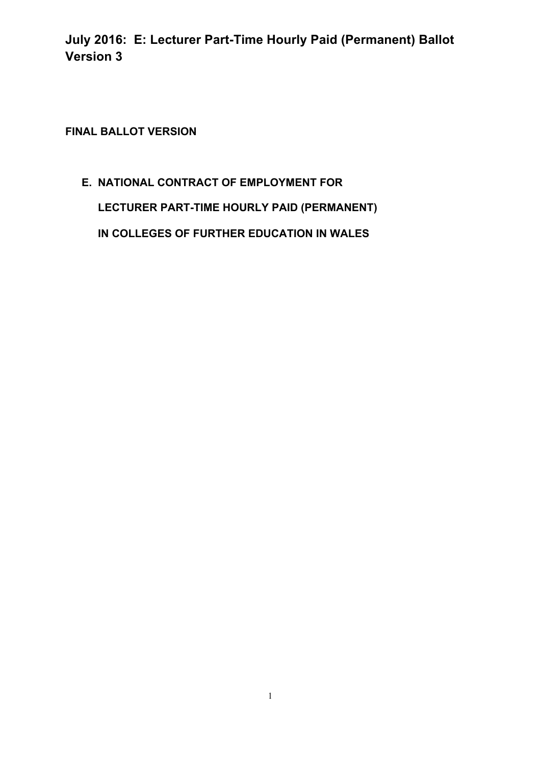# July 2016: E: Lecturer Part-Time Hourly Paid (Permanent) Ballot Version 3

**FINAL BALLOT VERSION**

## E. NATIONAL CONTRACT OF EMPLOYMENT FOR LECTURER PART-TIME HOURLY PAID (PERMANENT) IN COLLEGES OF FURTHER EDUCATION IN WALES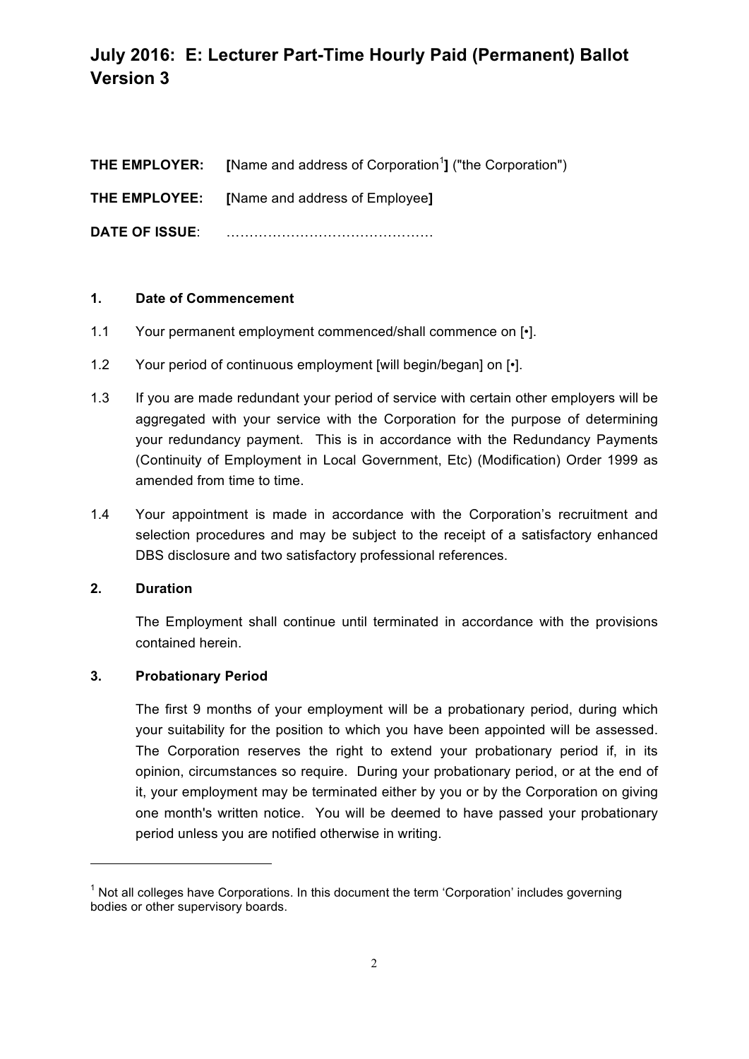# July 2016: E: Lecturer Part-Time Hourly Paid (Permanent) Ballot Version 3

**THE EMPLOYER:** **[**Name and address of Corporation[1]**]** ("the Corporation")

**THE EMPLOYEE:** **[**Name and address of Employee**]**

**DATE OF ISSUE**: ………………………………………

## 1. Date of Commencement

1.1 Your permanent employment commenced/shall commence on [•].

1.2 Your period of continuous employment [will begin/began] on [•].

1.3 If you are made redundant your period of service with certain other employers will be aggregated with your service with the Corporation for the purpose of determining your redundancy payment. This is in accordance with the Redundancy Payments (Continuity of Employment in Local Government, Etc) (Modification) Order 1999 as amended from time to time.

1.4 Your appointment is made in accordance with the Corporation's recruitment and selection procedures and may be subject to the receipt of a satisfactory enhanced DBS disclosure and two satisfactory professional references.

## 2. Duration

The Employment shall continue until terminated in accordance with the provisions contained herein.

## 3. Probationary Period

The first 9 months of your employment will be a probationary period, during which your suitability for the position to which you have been appointed will be assessed. The Corporation reserves the right to extend your probationary period if, in its opinion, circumstances so require. During your probationary period, or at the end of it, your employment may be terminated either by you or by the Corporation on giving one month's written notice. You will be deemed to have passed your probationary period unless you are notified otherwise in writing.

---

[1] Not all colleges have Corporations. In this document the term 'Corporation' includes governing bodies or other supervisory boards.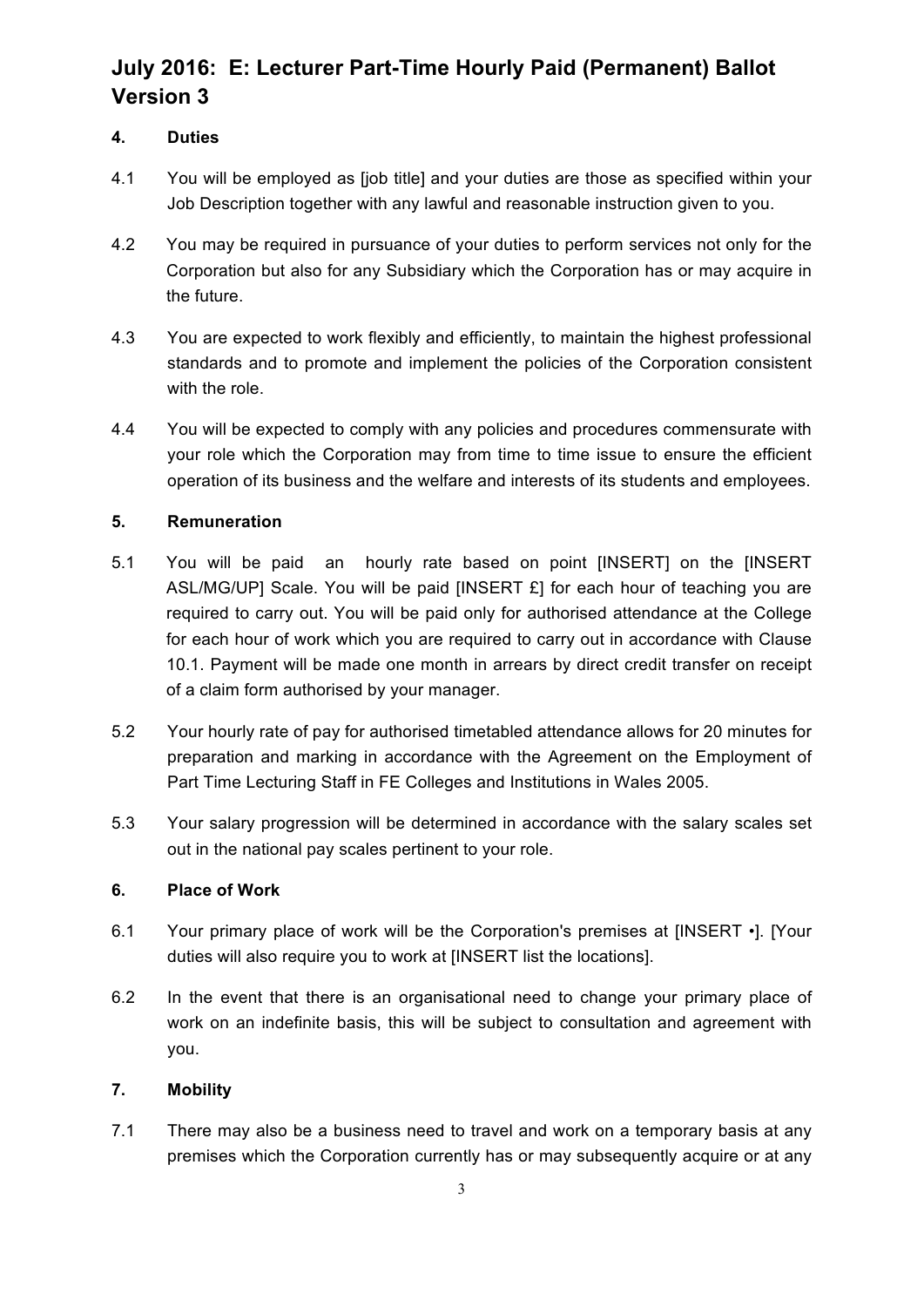# July 2016: E: Lecturer Part-Time Hourly Paid (Permanent) Ballot Version 3

## 4. Duties

4.1 You will be employed as [job title] and your duties are those as specified within your Job Description together with any lawful and reasonable instruction given to you.

4.2 You may be required in pursuance of your duties to perform services not only for the Corporation but also for any Subsidiary which the Corporation has or may acquire in the future.

4.3 You are expected to work flexibly and efficiently, to maintain the highest professional standards and to promote and implement the policies of the Corporation consistent with the role.

4.4 You will be expected to comply with any policies and procedures commensurate with your role which the Corporation may from time to time issue to ensure the efficient operation of its business and the welfare and interests of its students and employees.

## 5. Remuneration

5.1 You will be paid an hourly rate based on point [INSERT] on the [INSERT ASL/MG/UP] Scale. You will be paid [INSERT £] for each hour of teaching you are required to carry out. You will be paid only for authorised attendance at the College for each hour of work which you are required to carry out in accordance with Clause 10.1. Payment will be made one month in arrears by direct credit transfer on receipt of a claim form authorised by your manager.

5.2 Your hourly rate of pay for authorised timetabled attendance allows for 20 minutes for preparation and marking in accordance with the Agreement on the Employment of Part Time Lecturing Staff in FE Colleges and Institutions in Wales 2005.

5.3 Your salary progression will be determined in accordance with the salary scales set out in the national pay scales pertinent to your role.

## 6. Place of Work

6.1 Your primary place of work will be the Corporation's premises at [INSERT •]. [Your duties will also require you to work at [INSERT list the locations].

6.2 In the event that there is an organisational need to change your primary place of work on an indefinite basis, this will be subject to consultation and agreement with you.

## 7. Mobility

7.1 There may also be a business need to travel and work on a temporary basis at any premises which the Corporation currently has or may subsequently acquire or at any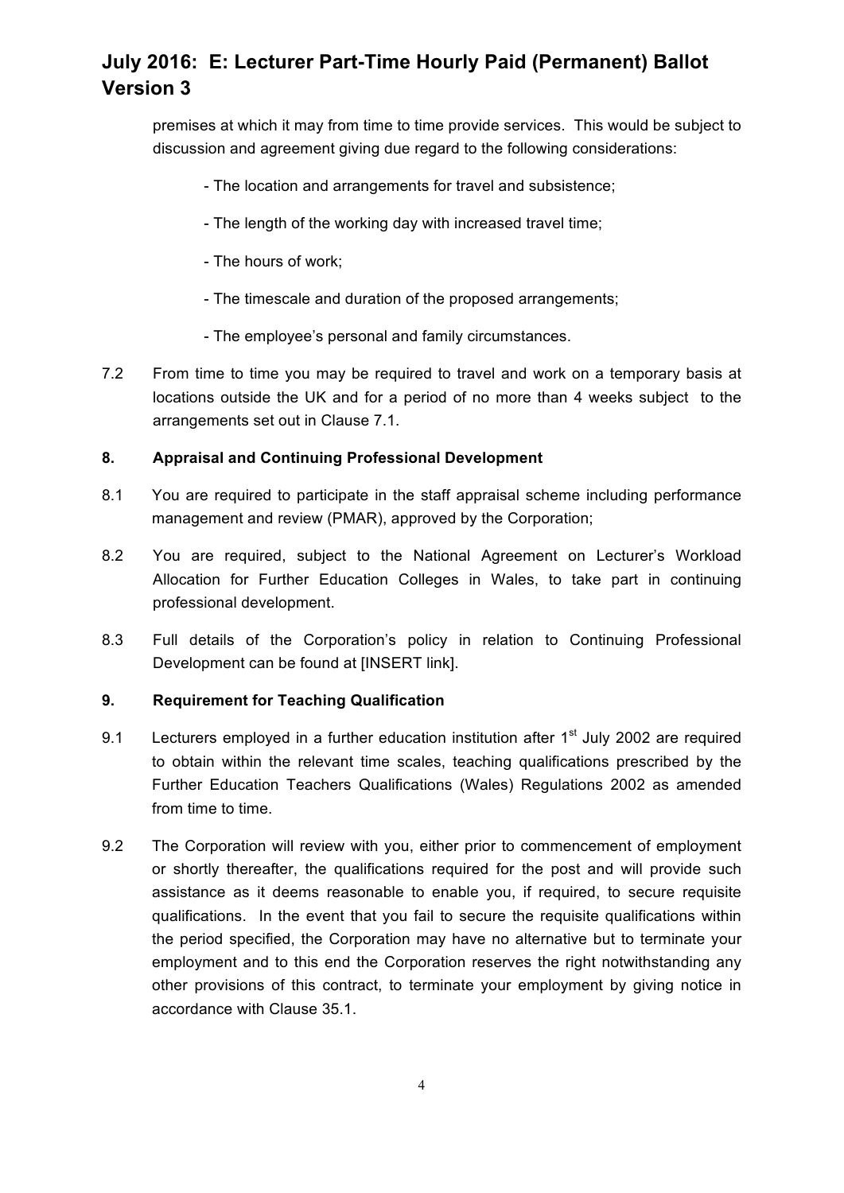premises at which it may from time to time provide services. This would be subject to discussion and agreement giving due regard to the following considerations:

- The location and arrangements for travel and subsistence;
- The length of the working day with increased travel time;
- The hours of work;
- The timescale and duration of the proposed arrangements;
- The employee's personal and family circumstances.

7.2 From time to time you may be required to travel and work on a temporary basis at locations outside the UK and for a period of no more than 4 weeks subject to the arrangements set out in Clause 7.1.

**8. Appraisal and Continuing Professional Development**

8.1 You are required to participate in the staff appraisal scheme including performance management and review (PMAR), approved by the Corporation;

8.2 You are required, subject to the National Agreement on Lecturer's Workload Allocation for Further Education Colleges in Wales, to take part in continuing professional development.

8.3 Full details of the Corporation's policy in relation to Continuing Professional Development can be found at [INSERT link].

**9. Requirement for Teaching Qualification**

9.1 Lecturers employed in a further education institution after 1st July 2002 are required to obtain within the relevant time scales, teaching qualifications prescribed by the Further Education Teachers Qualifications (Wales) Regulations 2002 as amended from time to time.

9.2 The Corporation will review with you, either prior to commencement of employment or shortly thereafter, the qualifications required for the post and will provide such assistance as it deems reasonable to enable you, if required, to secure requisite qualifications. In the event that you fail to secure the requisite qualifications within the period specified, the Corporation may have no alternative but to terminate your employment and to this end the Corporation reserves the right notwithstanding any other provisions of this contract, to terminate your employment by giving notice in accordance with Clause 35.1.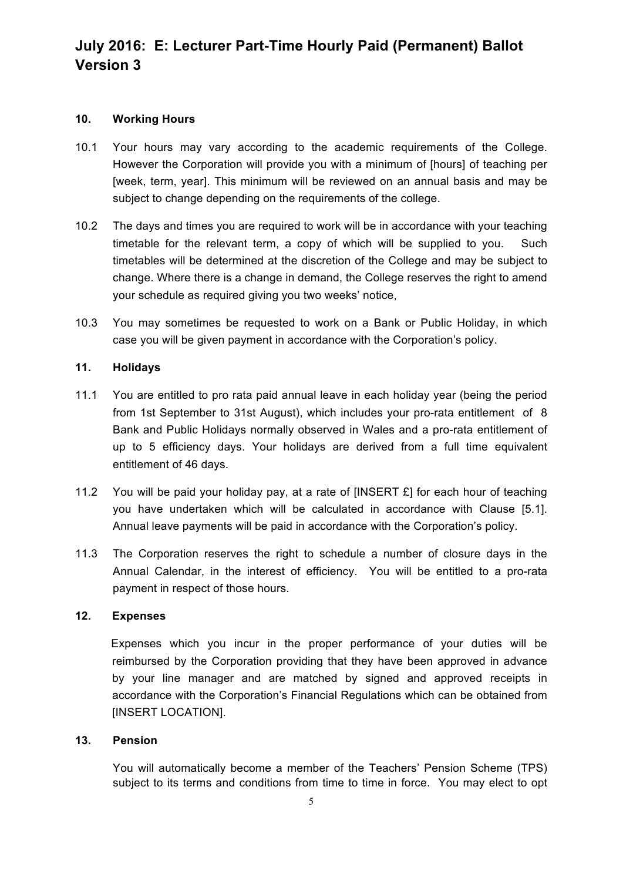# July 2016: E: Lecturer Part-Time Hourly Paid (Permanent) Ballot Version 3

### 10. Working Hours

10.1 Your hours may vary according to the academic requirements of the College. However the Corporation will provide you with a minimum of [hours] of teaching per [week, term, year]. This minimum will be reviewed on an annual basis and may be subject to change depending on the requirements of the college.

10.2 The days and times you are required to work will be in accordance with your teaching timetable for the relevant term, a copy of which will be supplied to you. Such timetables will be determined at the discretion of the College and may be subject to change. Where there is a change in demand, the College reserves the right to amend your schedule as required giving you two weeks' notice,

10.3 You may sometimes be requested to work on a Bank or Public Holiday, in which case you will be given payment in accordance with the Corporation's policy.

### 11. Holidays

11.1 You are entitled to pro rata paid annual leave in each holiday year (being the period from 1st September to 31st August), which includes your pro-rata entitlement of 8 Bank and Public Holidays normally observed in Wales and a pro-rata entitlement of up to 5 efficiency days. Your holidays are derived from a full time equivalent entitlement of 46 days.

11.2 You will be paid your holiday pay, at a rate of [INSERT £] for each hour of teaching you have undertaken which will be calculated in accordance with Clause [5.1]. Annual leave payments will be paid in accordance with the Corporation's policy.

11.3 The Corporation reserves the right to schedule a number of closure days in the Annual Calendar, in the interest of efficiency. You will be entitled to a pro-rata payment in respect of those hours.

### 12. Expenses

Expenses which you incur in the proper performance of your duties will be reimbursed by the Corporation providing that they have been approved in advance by your line manager and are matched by signed and approved receipts in accordance with the Corporation's Financial Regulations which can be obtained from [INSERT LOCATION].

### 13. Pension

You will automatically become a member of the Teachers' Pension Scheme (TPS) subject to its terms and conditions from time to time in force. You may elect to opt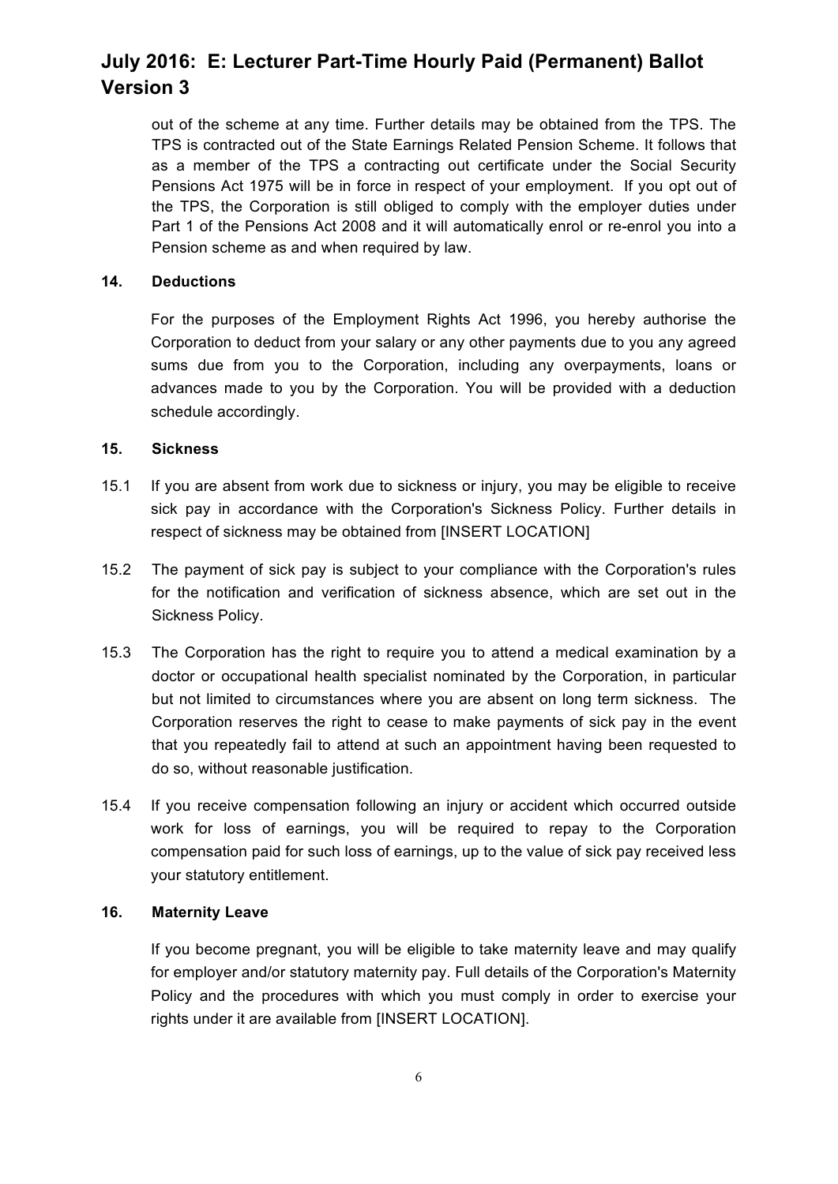out of the scheme at any time. Further details may be obtained from the TPS. The TPS is contracted out of the State Earnings Related Pension Scheme. It follows that as a member of the TPS a contracting out certificate under the Social Security Pensions Act 1975 will be in force in respect of your employment. If you opt out of the TPS, the Corporation is still obliged to comply with the employer duties under Part 1 of the Pensions Act 2008 and it will automatically enrol or re-enrol you into a Pension scheme as and when required by law.

**14. Deductions**

For the purposes of the Employment Rights Act 1996, you hereby authorise the Corporation to deduct from your salary or any other payments due to you any agreed sums due from you to the Corporation, including any overpayments, loans or advances made to you by the Corporation. You will be provided with a deduction schedule accordingly.

**15. Sickness**

15.1 If you are absent from work due to sickness or injury, you may be eligible to receive sick pay in accordance with the Corporation's Sickness Policy. Further details in respect of sickness may be obtained from [INSERT LOCATION]

15.2 The payment of sick pay is subject to your compliance with the Corporation's rules for the notification and verification of sickness absence, which are set out in the Sickness Policy.

15.3 The Corporation has the right to require you to attend a medical examination by a doctor or occupational health specialist nominated by the Corporation, in particular but not limited to circumstances where you are absent on long term sickness. The Corporation reserves the right to cease to make payments of sick pay in the event that you repeatedly fail to attend at such an appointment having been requested to do so, without reasonable justification.

15.4 If you receive compensation following an injury or accident which occurred outside work for loss of earnings, you will be required to repay to the Corporation compensation paid for such loss of earnings, up to the value of sick pay received less your statutory entitlement.

**16. Maternity Leave**

If you become pregnant, you will be eligible to take maternity leave and may qualify for employer and/or statutory maternity pay. Full details of the Corporation's Maternity Policy and the procedures with which you must comply in order to exercise your rights under it are available from [INSERT LOCATION].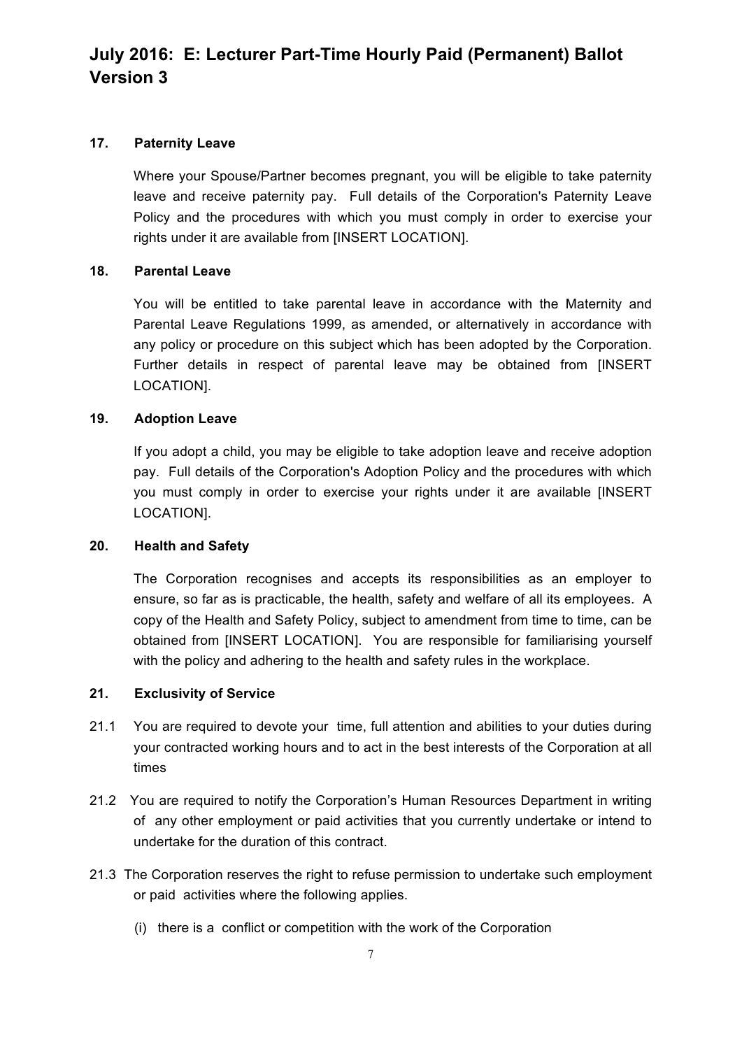### 17. Paternity Leave

Where your Spouse/Partner becomes pregnant, you will be eligible to take paternity leave and receive paternity pay. Full details of the Corporation's Paternity Leave Policy and the procedures with which you must comply in order to exercise your rights under it are available from [INSERT LOCATION].

### 18. Parental Leave

You will be entitled to take parental leave in accordance with the Maternity and Parental Leave Regulations 1999, as amended, or alternatively in accordance with any policy or procedure on this subject which has been adopted by the Corporation. Further details in respect of parental leave may be obtained from [INSERT LOCATION].

### 19. Adoption Leave

If you adopt a child, you may be eligible to take adoption leave and receive adoption pay. Full details of the Corporation's Adoption Policy and the procedures with which you must comply in order to exercise your rights under it are available [INSERT LOCATION].

### 20. Health and Safety

The Corporation recognises and accepts its responsibilities as an employer to ensure, so far as is practicable, the health, safety and welfare of all its employees. A copy of the Health and Safety Policy, subject to amendment from time to time, can be obtained from [INSERT LOCATION]. You are responsible for familiarising yourself with the policy and adhering to the health and safety rules in the workplace.

### 21. Exclusivity of Service

21.1 You are required to devote your time, full attention and abilities to your duties during your contracted working hours and to act in the best interests of the Corporation at all times

21.2 You are required to notify the Corporation's Human Resources Department in writing of any other employment or paid activities that you currently undertake or intend to undertake for the duration of this contract.

21.3 The Corporation reserves the right to refuse permission to undertake such employment or paid activities where the following applies.

(i) there is a conflict or competition with the work of the Corporation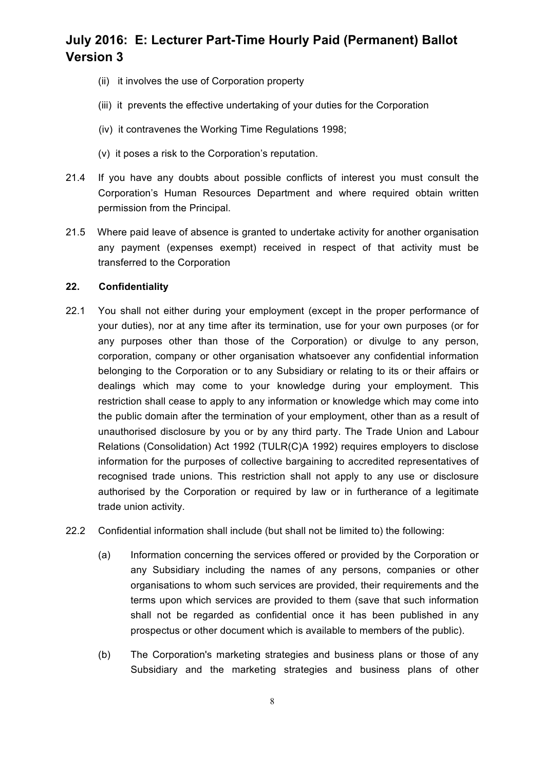(ii) it involves the use of Corporation property

(iii) it prevents the effective undertaking of your duties for the Corporation

(iv) it contravenes the Working Time Regulations 1998;

(v) it poses a risk to the Corporation's reputation.

21.4 If you have any doubts about possible conflicts of interest you must consult the Corporation's Human Resources Department and where required obtain written permission from the Principal.

21.5 Where paid leave of absence is granted to undertake activity for another organisation any payment (expenses exempt) received in respect of that activity must be transferred to the Corporation

**22. Confidentiality**

22.1 You shall not either during your employment (except in the proper performance of your duties), nor at any time after its termination, use for your own purposes (or for any purposes other than those of the Corporation) or divulge to any person, corporation, company or other organisation whatsoever any confidential information belonging to the Corporation or to any Subsidiary or relating to its or their affairs or dealings which may come to your knowledge during your employment. This restriction shall cease to apply to any information or knowledge which may come into the public domain after the termination of your employment, other than as a result of unauthorised disclosure by you or by any third party. The Trade Union and Labour Relations (Consolidation) Act 1992 (TULR(C)A 1992) requires employers to disclose information for the purposes of collective bargaining to accredited representatives of recognised trade unions. This restriction shall not apply to any use or disclosure authorised by the Corporation or required by law or in furtherance of a legitimate trade union activity.

22.2 Confidential information shall include (but shall not be limited to) the following:

(a) Information concerning the services offered or provided by the Corporation or any Subsidiary including the names of any persons, companies or other organisations to whom such services are provided, their requirements and the terms upon which services are provided to them (save that such information shall not be regarded as confidential once it has been published in any prospectus or other document which is available to members of the public).

(b) The Corporation's marketing strategies and business plans or those of any Subsidiary and the marketing strategies and business plans of other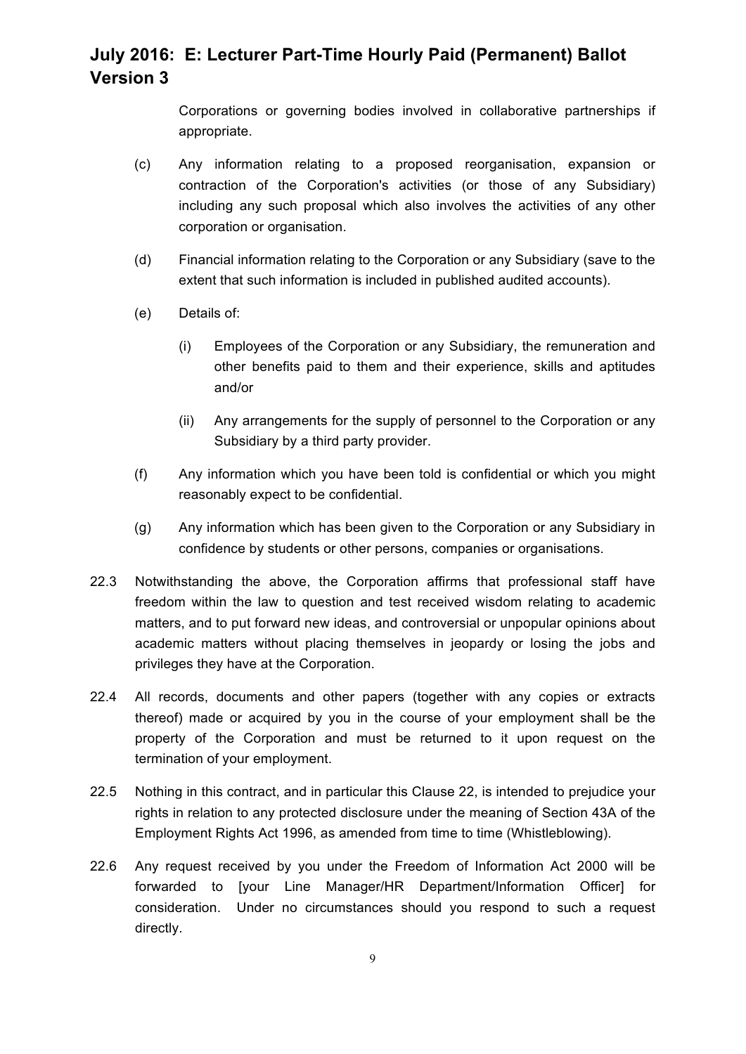Corporations or governing bodies involved in collaborative partnerships if appropriate.

(c) Any information relating to a proposed reorganisation, expansion or contraction of the Corporation's activities (or those of any Subsidiary) including any such proposal which also involves the activities of any other corporation or organisation.

(d) Financial information relating to the Corporation or any Subsidiary (save to the extent that such information is included in published audited accounts).

(e) Details of:

   (i) Employees of the Corporation or any Subsidiary, the remuneration and other benefits paid to them and their experience, skills and aptitudes and/or

   (ii) Any arrangements for the supply of personnel to the Corporation or any Subsidiary by a third party provider.

(f) Any information which you have been told is confidential or which you might reasonably expect to be confidential.

(g) Any information which has been given to the Corporation or any Subsidiary in confidence by students or other persons, companies or organisations.

22.3 Notwithstanding the above, the Corporation affirms that professional staff have freedom within the law to question and test received wisdom relating to academic matters, and to put forward new ideas, and controversial or unpopular opinions about academic matters without placing themselves in jeopardy or losing the jobs and privileges they have at the Corporation.

22.4 All records, documents and other papers (together with any copies or extracts thereof) made or acquired by you in the course of your employment shall be the property of the Corporation and must be returned to it upon request on the termination of your employment.

22.5 Nothing in this contract, and in particular this Clause 22, is intended to prejudice your rights in relation to any protected disclosure under the meaning of Section 43A of the Employment Rights Act 1996, as amended from time to time (Whistleblowing).

22.6 Any request received by you under the Freedom of Information Act 2000 will be forwarded to [your Line Manager/HR Department/Information Officer] for consideration. Under no circumstances should you respond to such a request directly.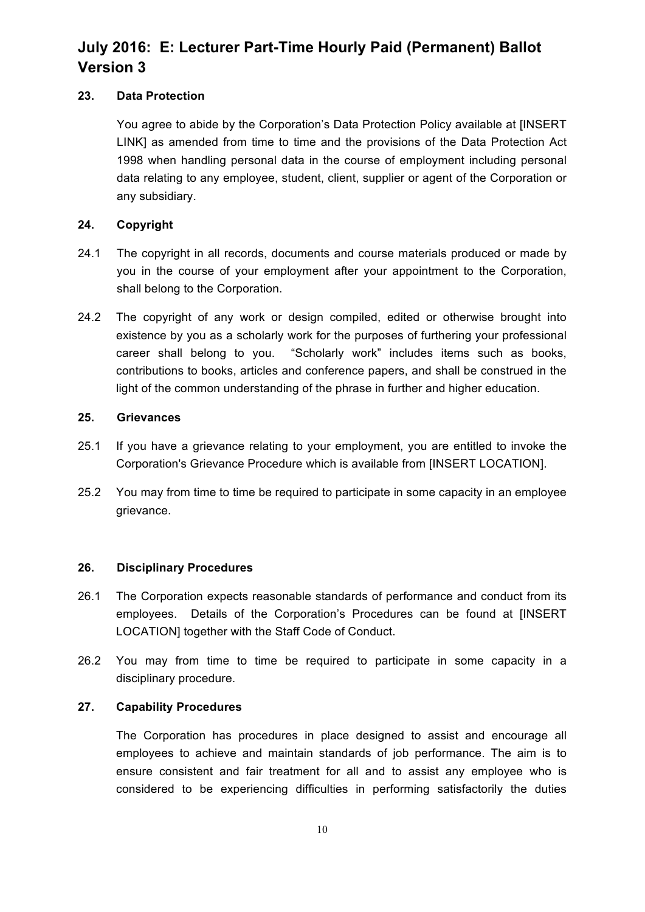## 23. Data Protection

You agree to abide by the Corporation's Data Protection Policy available at [INSERT LINK] as amended from time to time and the provisions of the Data Protection Act 1998 when handling personal data in the course of employment including personal data relating to any employee, student, client, supplier or agent of the Corporation or any subsidiary.

## 24. Copyright

24.1 The copyright in all records, documents and course materials produced or made by you in the course of your employment after your appointment to the Corporation, shall belong to the Corporation.

24.2 The copyright of any work or design compiled, edited or otherwise brought into existence by you as a scholarly work for the purposes of furthering your professional career shall belong to you. "Scholarly work" includes items such as books, contributions to books, articles and conference papers, and shall be construed in the light of the common understanding of the phrase in further and higher education.

## 25. Grievances

25.1 If you have a grievance relating to your employment, you are entitled to invoke the Corporation's Grievance Procedure which is available from [INSERT LOCATION].

25.2 You may from time to time be required to participate in some capacity in an employee grievance.

## 26. Disciplinary Procedures

26.1 The Corporation expects reasonable standards of performance and conduct from its employees. Details of the Corporation's Procedures can be found at [INSERT LOCATION] together with the Staff Code of Conduct.

26.2 You may from time to time be required to participate in some capacity in a disciplinary procedure.

## 27. Capability Procedures

The Corporation has procedures in place designed to assist and encourage all employees to achieve and maintain standards of job performance. The aim is to ensure consistent and fair treatment for all and to assist any employee who is considered to be experiencing difficulties in performing satisfactorily the duties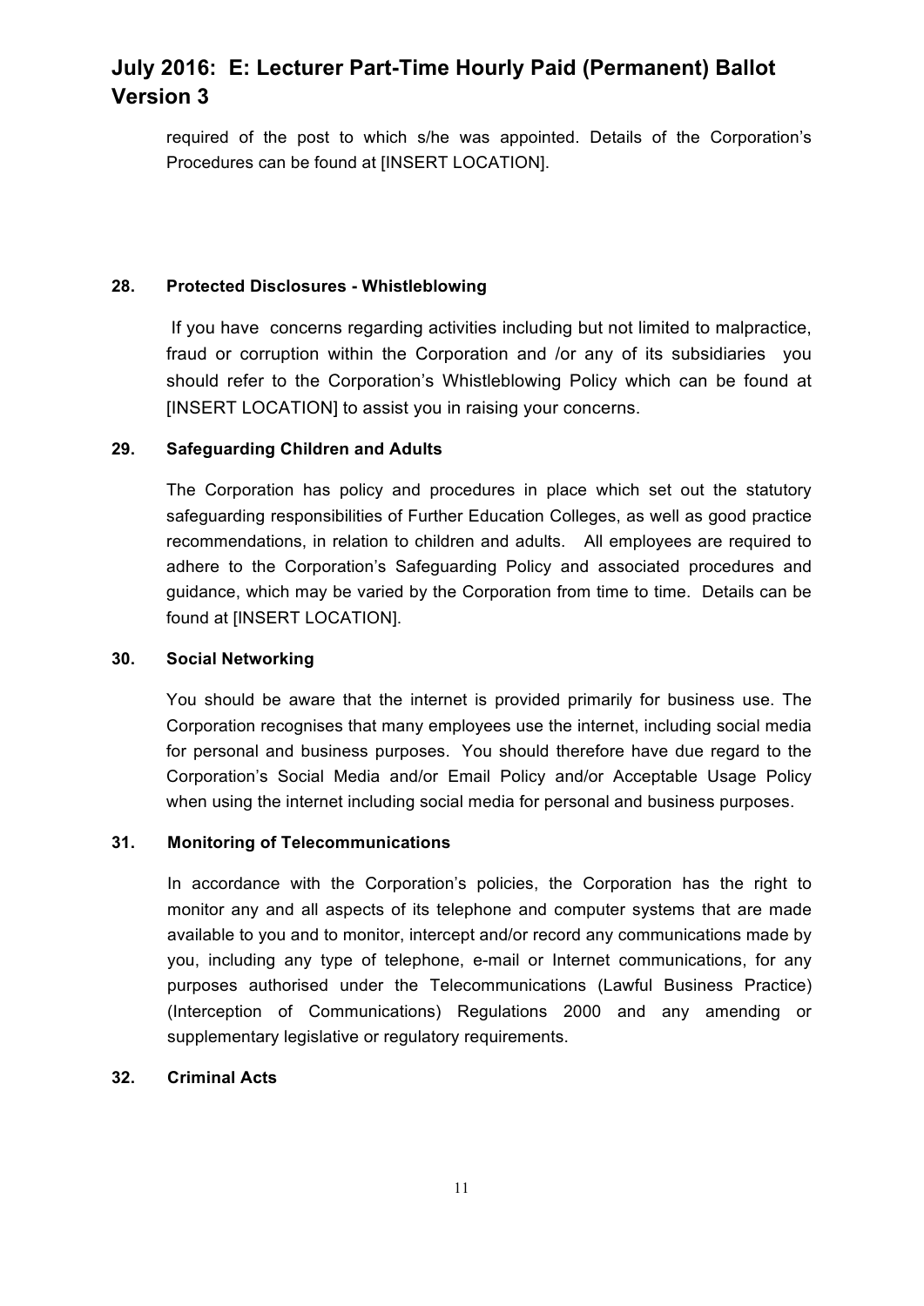required of the post to which s/he was appointed. Details of the Corporation's Procedures can be found at [INSERT LOCATION].

**28. Protected Disclosures - Whistleblowing**

If you have concerns regarding activities including but not limited to malpractice, fraud or corruption within the Corporation and /or any of its subsidiaries you should refer to the Corporation's Whistleblowing Policy which can be found at [INSERT LOCATION] to assist you in raising your concerns.

**29. Safeguarding Children and Adults**

The Corporation has policy and procedures in place which set out the statutory safeguarding responsibilities of Further Education Colleges, as well as good practice recommendations, in relation to children and adults. All employees are required to adhere to the Corporation's Safeguarding Policy and associated procedures and guidance, which may be varied by the Corporation from time to time. Details can be found at [INSERT LOCATION].

**30. Social Networking**

You should be aware that the internet is provided primarily for business use. The Corporation recognises that many employees use the internet, including social media for personal and business purposes. You should therefore have due regard to the Corporation's Social Media and/or Email Policy and/or Acceptable Usage Policy when using the internet including social media for personal and business purposes.

**31. Monitoring of Telecommunications**

In accordance with the Corporation's policies, the Corporation has the right to monitor any and all aspects of its telephone and computer systems that are made available to you and to monitor, intercept and/or record any communications made by you, including any type of telephone, e-mail or Internet communications, for any purposes authorised under the Telecommunications (Lawful Business Practice) (Interception of Communications) Regulations 2000 and any amending or supplementary legislative or regulatory requirements.

**32. Criminal Acts**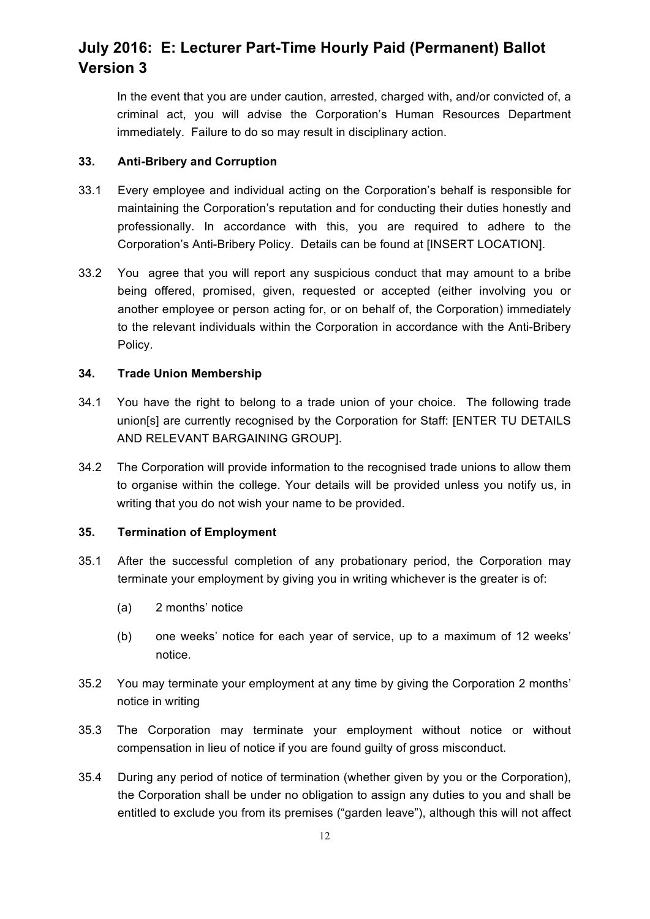In the event that you are under caution, arrested, charged with, and/or convicted of, a criminal act, you will advise the Corporation's Human Resources Department immediately. Failure to do so may result in disciplinary action.

### 33. Anti-Bribery and Corruption

33.1 Every employee and individual acting on the Corporation's behalf is responsible for maintaining the Corporation's reputation and for conducting their duties honestly and professionally. In accordance with this, you are required to adhere to the Corporation's Anti-Bribery Policy. Details can be found at [INSERT LOCATION].

33.2 You agree that you will report any suspicious conduct that may amount to a bribe being offered, promised, given, requested or accepted (either involving you or another employee or person acting for, or on behalf of, the Corporation) immediately to the relevant individuals within the Corporation in accordance with the Anti-Bribery Policy.

### 34. Trade Union Membership

34.1 You have the right to belong to a trade union of your choice. The following trade union[s] are currently recognised by the Corporation for Staff: [ENTER TU DETAILS AND RELEVANT BARGAINING GROUP].

34.2 The Corporation will provide information to the recognised trade unions to allow them to organise within the college. Your details will be provided unless you notify us, in writing that you do not wish your name to be provided.

### 35. Termination of Employment

35.1 After the successful completion of any probationary period, the Corporation may terminate your employment by giving you in writing whichever is the greater is of:

(a) 2 months' notice

(b) one weeks' notice for each year of service, up to a maximum of 12 weeks' notice.

35.2 You may terminate your employment at any time by giving the Corporation 2 months' notice in writing

35.3 The Corporation may terminate your employment without notice or without compensation in lieu of notice if you are found guilty of gross misconduct.

35.4 During any period of notice of termination (whether given by you or the Corporation), the Corporation shall be under no obligation to assign any duties to you and shall be entitled to exclude you from its premises ("garden leave"), although this will not affect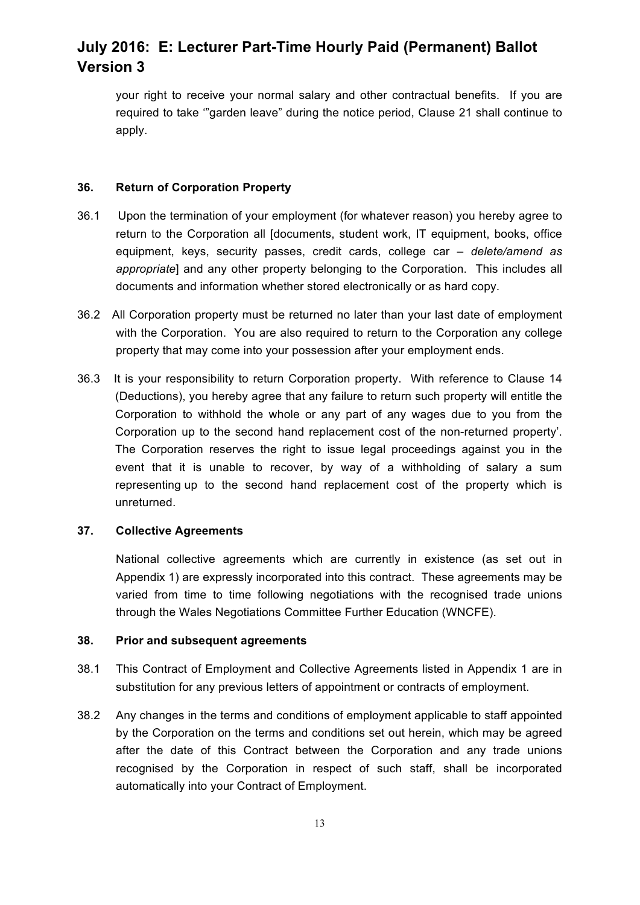your right to receive your normal salary and other contractual benefits. If you are required to take '"garden leave" during the notice period, Clause 21 shall continue to apply.

### 36. Return of Corporation Property

36.1 Upon the termination of your employment (for whatever reason) you hereby agree to return to the Corporation all [documents, student work, IT equipment, books, office equipment, keys, security passes, credit cards, college car – *delete/amend as appropriate*] and any other property belonging to the Corporation. This includes all documents and information whether stored electronically or as hard copy.

36.2 All Corporation property must be returned no later than your last date of employment with the Corporation. You are also required to return to the Corporation any college property that may come into your possession after your employment ends.

36.3 It is your responsibility to return Corporation property. With reference to Clause 14 (Deductions), you hereby agree that any failure to return such property will entitle the Corporation to withhold the whole or any part of any wages due to you from the Corporation up to the second hand replacement cost of the non-returned property'. The Corporation reserves the right to issue legal proceedings against you in the event that it is unable to recover, by way of a withholding of salary a sum representing up to the second hand replacement cost of the property which is unreturned.

### 37. Collective Agreements

National collective agreements which are currently in existence (as set out in Appendix 1) are expressly incorporated into this contract. These agreements may be varied from time to time following negotiations with the recognised trade unions through the Wales Negotiations Committee Further Education (WNCFE).

### 38. Prior and subsequent agreements

38.1 This Contract of Employment and Collective Agreements listed in Appendix 1 are in substitution for any previous letters of appointment or contracts of employment.

38.2 Any changes in the terms and conditions of employment applicable to staff appointed by the Corporation on the terms and conditions set out herein, which may be agreed after the date of this Contract between the Corporation and any trade unions recognised by the Corporation in respect of such staff, shall be incorporated automatically into your Contract of Employment.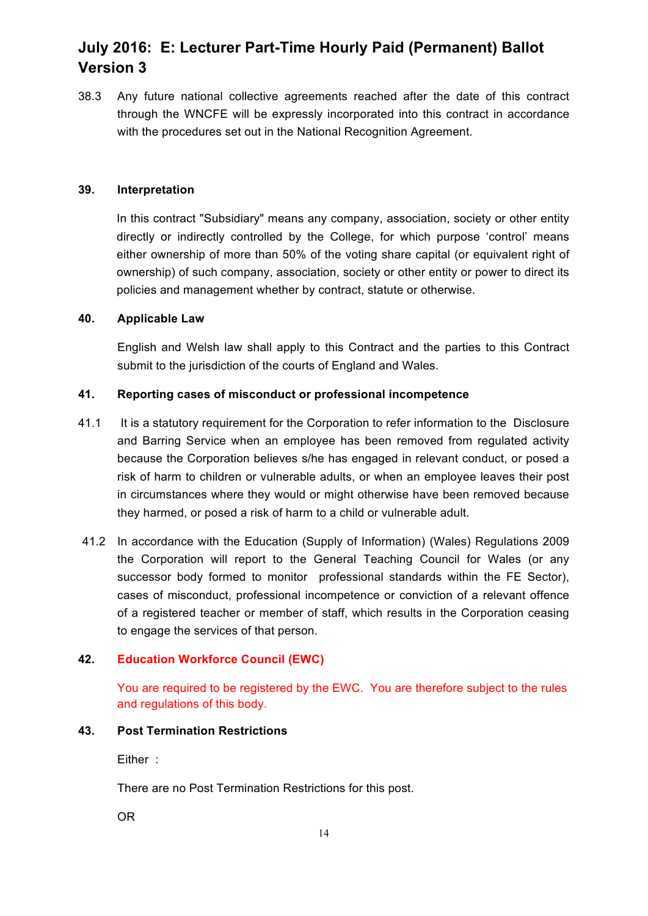38.3 Any future national collective agreements reached after the date of this contract through the WNCFE will be expressly incorporated into this contract in accordance with the procedures set out in the National Recognition Agreement.

**39. Interpretation**

In this contract "Subsidiary" means any company, association, society or other entity directly or indirectly controlled by the College, for which purpose 'control' means either ownership of more than 50% of the voting share capital (or equivalent right of ownership) of such company, association, society or other entity or power to direct its policies and management whether by contract, statute or otherwise.

**40. Applicable Law**

English and Welsh law shall apply to this Contract and the parties to this Contract submit to the jurisdiction of the courts of England and Wales.

**41. Reporting cases of misconduct or professional incompetence**

41.1 It is a statutory requirement for the Corporation to refer information to the Disclosure and Barring Service when an employee has been removed from regulated activity because the Corporation believes s/he has engaged in relevant conduct, or posed a risk of harm to children or vulnerable adults, or when an employee leaves their post in circumstances where they would or might otherwise have been removed because they harmed, or posed a risk of harm to a child or vulnerable adult.

41.2 In accordance with the Education (Supply of Information) (Wales) Regulations 2009 the Corporation will report to the General Teaching Council for Wales (or any successor body formed to monitor professional standards within the FE Sector), cases of misconduct, professional incompetence or conviction of a relevant offence of a registered teacher or member of staff, which results in the Corporation ceasing to engage the services of that person.

**42. Education Workforce Council (EWC)**

You are required to be registered by the EWC. You are therefore subject to the rules and regulations of this body.

**43. Post Termination Restrictions**

Either :

There are no Post Termination Restrictions for this post.

OR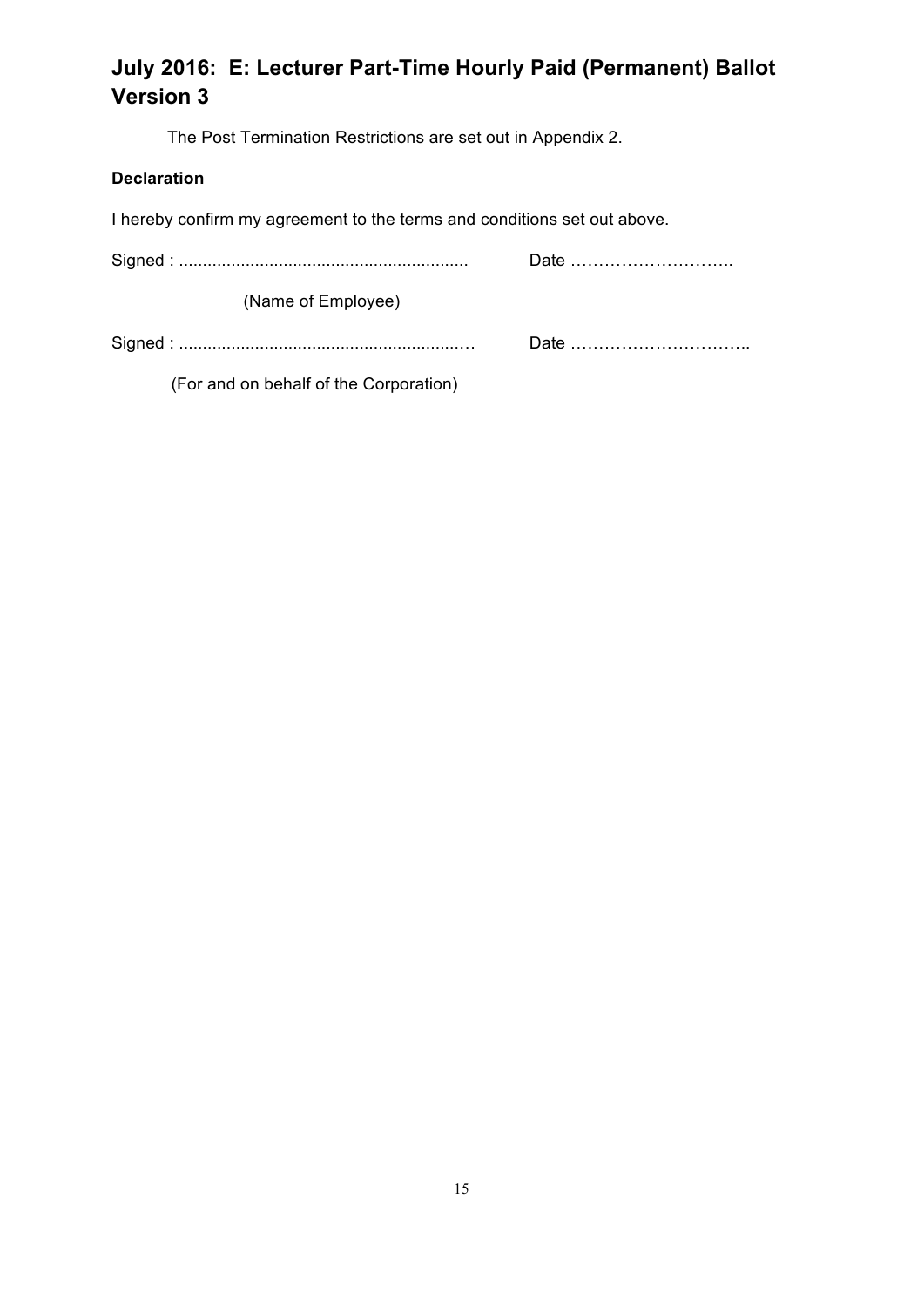# July 2016: E: Lecturer Part-Time Hourly Paid (Permanent) Ballot Version 3

The Post Termination Restrictions are set out in Appendix 2.

**Declaration**

I hereby confirm my agreement to the terms and conditions set out above.

Signed : ............................................................ Date ………………………..

(Name of Employee)

Signed : ............................................................… Date …………………………..

(For and on behalf of the Corporation)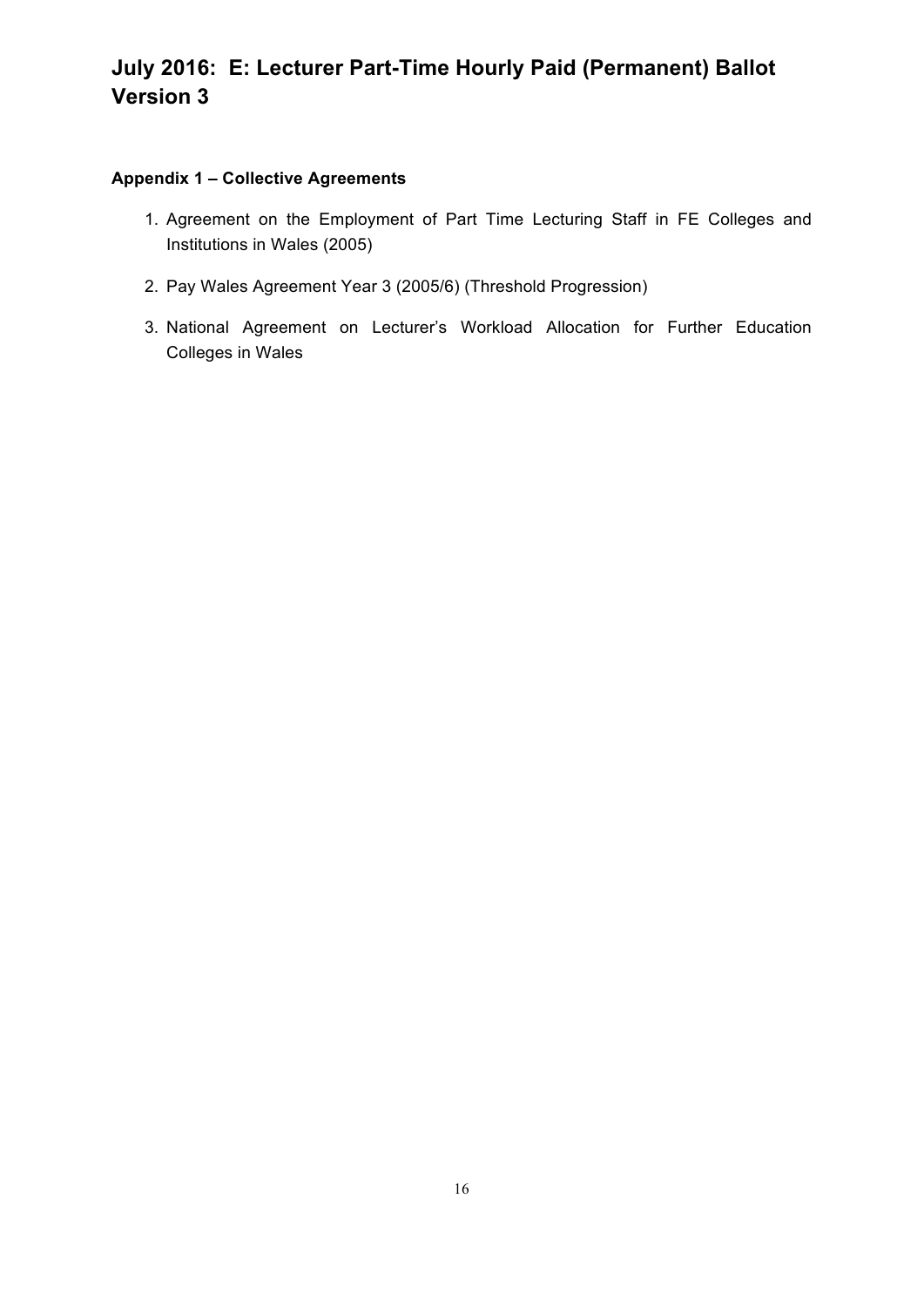# July 2016: E: Lecturer Part-Time Hourly Paid (Permanent) Ballot Version 3

**Appendix 1 – Collective Agreements**

1. Agreement on the Employment of Part Time Lecturing Staff in FE Colleges and Institutions in Wales (2005)
2. Pay Wales Agreement Year 3 (2005/6) (Threshold Progression)
3. National Agreement on Lecturer's Workload Allocation for Further Education Colleges in Wales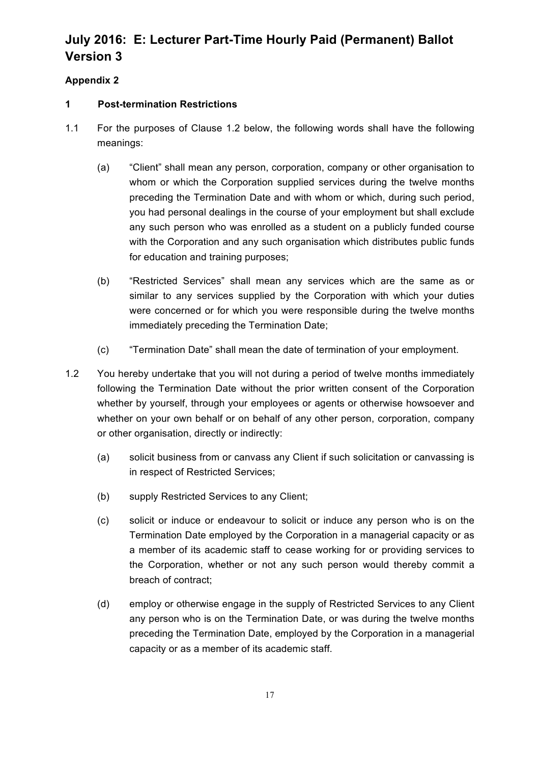# July 2016: E: Lecturer Part-Time Hourly Paid (Permanent) Ballot Version 3

**Appendix 2**

### 1 Post-termination Restrictions

1.1 For the purposes of Clause 1.2 below, the following words shall have the following meanings:

(a) "Client" shall mean any person, corporation, company or other organisation to whom or which the Corporation supplied services during the twelve months preceding the Termination Date and with whom or which, during such period, you had personal dealings in the course of your employment but shall exclude any such person who was enrolled as a student on a publicly funded course with the Corporation and any such organisation which distributes public funds for education and training purposes;

(b) "Restricted Services" shall mean any services which are the same as or similar to any services supplied by the Corporation with which your duties were concerned or for which you were responsible during the twelve months immediately preceding the Termination Date;

(c) "Termination Date" shall mean the date of termination of your employment.

1.2 You hereby undertake that you will not during a period of twelve months immediately following the Termination Date without the prior written consent of the Corporation whether by yourself, through your employees or agents or otherwise howsoever and whether on your own behalf or on behalf of any other person, corporation, company or other organisation, directly or indirectly:

(a) solicit business from or canvass any Client if such solicitation or canvassing is in respect of Restricted Services;

(b) supply Restricted Services to any Client;

(c) solicit or induce or endeavour to solicit or induce any person who is on the Termination Date employed by the Corporation in a managerial capacity or as a member of its academic staff to cease working for or providing services to the Corporation, whether or not any such person would thereby commit a breach of contract;

(d) employ or otherwise engage in the supply of Restricted Services to any Client any person who is on the Termination Date, or was during the twelve months preceding the Termination Date, employed by the Corporation in a managerial capacity or as a member of its academic staff.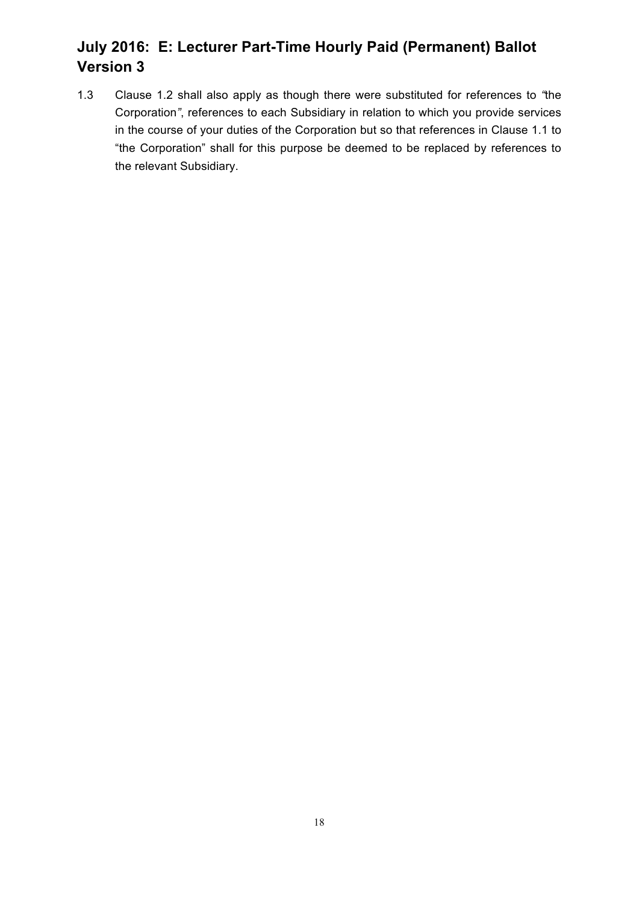## July 2016: E: Lecturer Part-Time Hourly Paid (Permanent) Ballot Version 3

1.3 Clause 1.2 shall also apply as though there were substituted for references to "the Corporation", references to each Subsidiary in relation to which you provide services in the course of your duties of the Corporation but so that references in Clause 1.1 to "the Corporation" shall for this purpose be deemed to be replaced by references to the relevant Subsidiary.